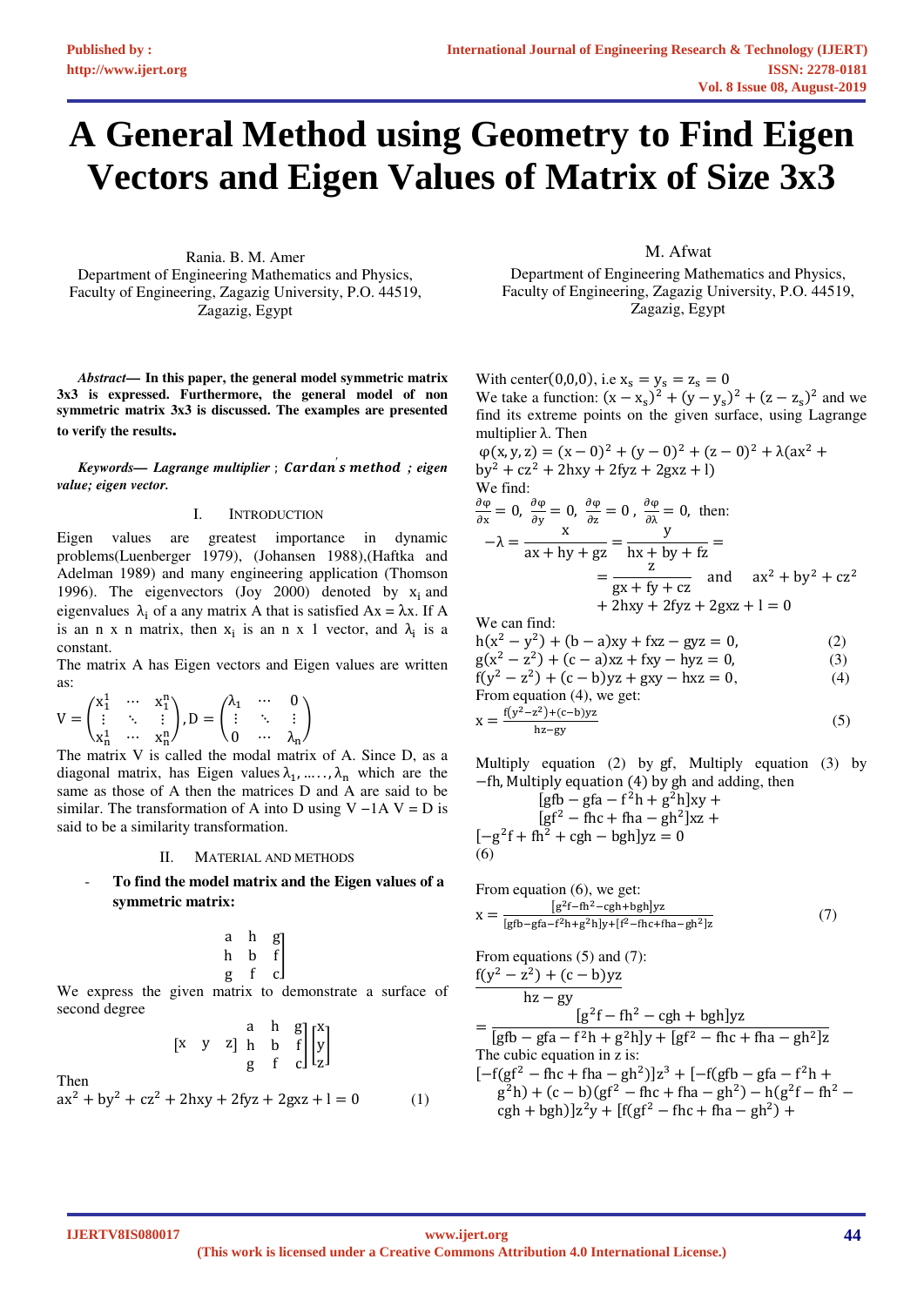# A General Method using Geometry to Find Eigen Vectors and Eigen Values of Matrix of Size 3x3

Rania. B. M. Amer
Department of Engineering Mathematics and Physics,
Faculty of Engineering, Zagazig University, P.O. 44519,
Zagazig, Egypt

M. Afwat
Department of Engineering Mathematics and Physics,
Faculty of Engineering, Zagazig University, P.O. 44519,
Zagazig, Egypt

***Abstract*— In this paper, the general model symmetric matrix 3x3 is expressed. Furthermore, the general model of non symmetric matrix 3x3 is discussed. The examples are presented to verify the results.**

***Keywords*— *Lagrange multiplier* ; *Cardan's method* ; *eigen value; eigen vector.***

## I. Introduction

Eigen values are greatest importance in dynamic problems(Luenberger 1979), (Johansen 1988),(Haftka and Adelman 1989) and many engineering application (Thomson 1996). The eigenvectors (Joy 2000) denoted by $x_i$ and eigenvalues $\lambda_i$ of a any matrix A that is satisfied $Ax = \lambda x$. If A is an n x n matrix, then $x_i$ is an n x 1 vector, and $\lambda_i$ is a constant.

The matrix A has Eigen vectors and Eigen values are written as:

$$V = \begin{pmatrix} x_1^1 & \cdots & x_1^n \\ \vdots & \ddots & \vdots \\ x_n^1 & \cdots & x_n^n \end{pmatrix}, D = \begin{pmatrix} \lambda_1 & \cdots & 0 \\ \vdots & \ddots & \vdots \\ 0 & \cdots & \lambda_n \end{pmatrix}$$

The matrix V is called the modal matrix of A. Since D, as a diagonal matrix, has Eigen values $\lambda_1, \ldots\ldots, \lambda_n$ which are the same as those of A then the matrices D and A are said to be similar. The transformation of A into D using $V - 1A\ V = D$ is said to be a similarity transformation.

## II. Material and Methods

- **To find the model matrix and the Eigen values of a symmetric matrix:**

$$\begin{bmatrix} a & h & g \\ h & b & f \\ g & f & c \end{bmatrix}$$

We express the given matrix to demonstrate a surface of second degree

$$\begin{bmatrix} x & y & z \end{bmatrix} \begin{bmatrix} a & h & g \\ h & b & f \\ g & f & c \end{bmatrix} \begin{bmatrix} x \\ y \\ z \end{bmatrix}$$

Then

$$ax^2 + by^2 + cz^2 + 2hxy + 2fyz + 2gxz + l = 0 \qquad (1)$$

With center$(0,0,0)$, i.e $x_s = y_s = z_s = 0$

We take a function: $(x - x_s)^2 + (y - y_s)^2 + (z - z_s)^2$ and we find its extreme points on the given surface, using Lagrange multiplier $\lambda$. Then

$$\varphi(x, y, z) = (x - 0)^2 + (y - 0)^2 + (z - 0)^2 + \lambda(ax^2 + by^2 + cz^2 + 2hxy + 2fyz + 2gxz + l)$$

We find:

$\frac{\partial \varphi}{\partial x} = 0,\ \frac{\partial \varphi}{\partial y} = 0,\ \frac{\partial \varphi}{\partial z} = 0,\ \frac{\partial \varphi}{\partial \lambda} = 0,$ then:

$$-\lambda = \frac{x}{ax + hy + gz} = \frac{y}{hx + by + fz} = \frac{z}{gx + fy + cz} \quad \text{and} \quad ax^2 + by^2 + cz^2 + 2hxy + 2fyz + 2gxz + l = 0$$

We can find:

$$h(x^2 - y^2) + (b - a)xy + fxz - gyz = 0, \qquad (2)$$

$$g(x^2 - z^2) + (c - a)xz + fxy - hyz = 0, \qquad (3)$$

$$f(y^2 - z^2) + (c - b)yz + gxy - hxz = 0, \qquad (4)$$

From equation (4), we get:

$$x = \frac{f(y^2 - z^2) + (c - b)yz}{hz - gy} \qquad (5)$$

Multiply equation (2) by gf, Multiply equation (3) by $-fh$, Multiply equation (4) by gh and adding, then

$$[gfb - gfa - f^2h + g^2h]xy + [gf^2 - fhc + fha - gh^2]xz + [-g^2f + fh^2 + cgh - bgh]yz = 0 \qquad (6)$$

From equation (6), we get:

$$x = \frac{[g^2f - fh^2 - cgh + bgh]yz}{[gfb - gfa - f^2h + g^2h]y + [f^2 - fhc + fha - gh^2]z} \qquad (7)$$

From equations (5) and (7):

$$\frac{f(y^2 - z^2) + (c - b)yz}{hz - gy} = \frac{[g^2f - fh^2 - cgh + bgh]yz}{[gfb - gfa - f^2h + g^2h]y + [gf^2 - fhc + fha - gh^2]z}$$

The cubic equation in z is:

$$[-f(gf^2 - fhc + fha - gh^2)]z^3 + [-f(gfb - gfa - f^2h + g^2h) + (c - b)(gf^2 - fhc + fha - gh^2) - h(g^2f - fh^2 - cgh + bgh)]z^2y + [f(gf^2 - fhc + fha - gh^2) +$$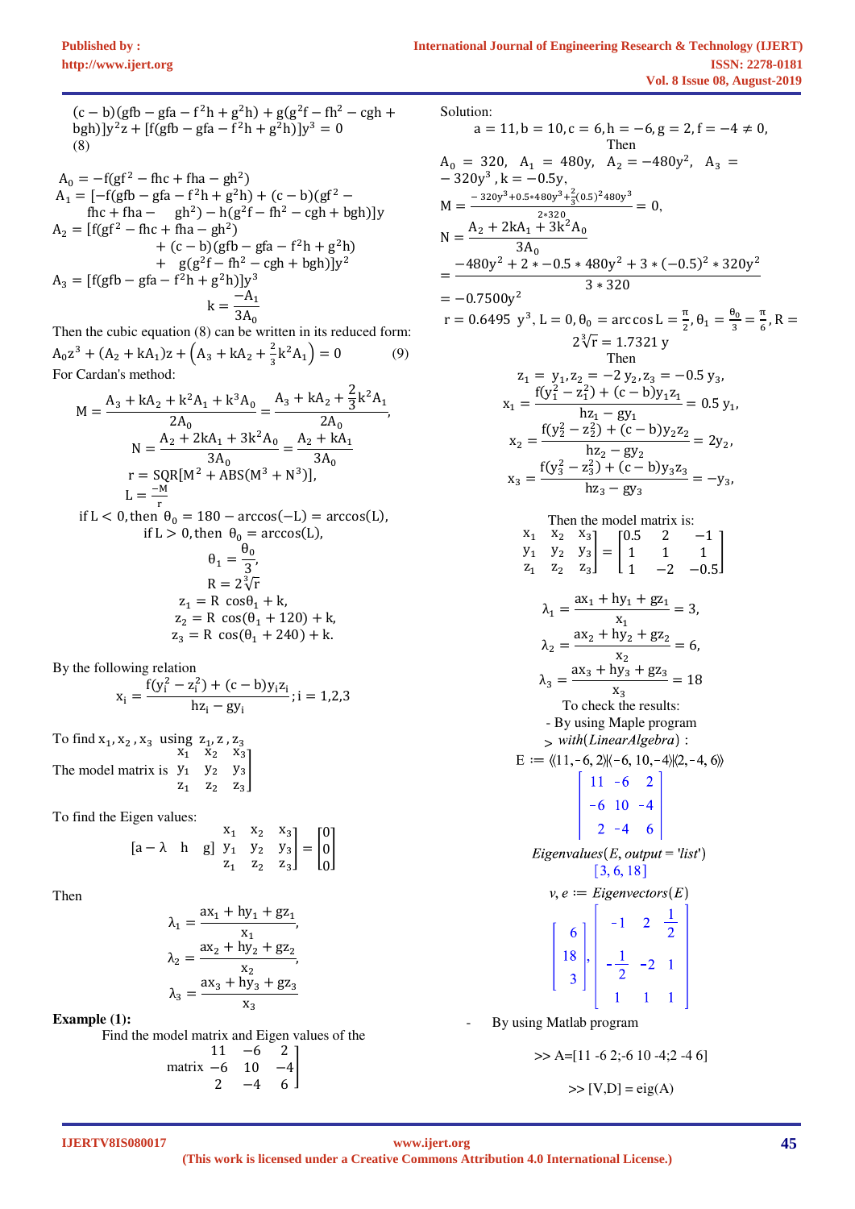$$(c-b)(gfb-gfa-f^2h+g^2h)+g(g^2f-fh^2-cgh+bgh)]y^2z+[f(gfb-gfa-f^2h+g^2h)]y^3=0 \quad (8)$$

$$A_0=-f(gf^2-fhc+fha-gh^2)$$
$$A_1=[-f(gfb-gfa-f^2h+g^2h)+(c-b)(gf^2-fhc+fha-gh^2)-h(g^2f-fh^2-cgh+bgh)]y$$
$$A_2=[f(gf^2-fhc+fha-gh^2)+(c-b)(gfb-gfa-f^2h+g^2h)+g(g^2f-fh^2-cgh+bgh)]y^2$$
$$A_3=[f(gfb-gfa-f^2h+g^2h)]y^3$$
$$k=\frac{-A_1}{3A_0}$$

Then the cubic equation (8) can be written in its reduced form:

$$A_0z^3+(A_2+kA_1)z+\left(A_3+kA_2+\tfrac{2}{3}k^2A_1\right)=0 \quad (9)$$

For Cardan's method:

$$M=\frac{A_3+kA_2+k^2A_1+k^3A_0}{2A_0}=\frac{A_3+kA_2+\frac{2}{3}k^2A_1}{2A_0},$$
$$N=\frac{A_2+2kA_1+3k^2A_0}{3A_0}=\frac{A_2+kA_1}{3A_0}$$
$$r=SQR[M^2+ABS(M^3+N^3)],$$
$$L=\frac{-M}{r}$$
$$\text{if } L<0, \text{then } \theta_0=180-\arccos(-L)=\arccos(L),$$
$$\text{if } L>0, \text{then } \theta_0=\arccos(L),$$
$$\theta_1=\frac{\theta_0}{3},$$
$$R=2\sqrt[3]{r}$$
$$z_1=R\cos\theta_1+k,$$
$$z_2=R\cos(\theta_1+120)+k,$$
$$z_3=R\cos(\theta_1+240)+k.$$

By the following relation

$$x_i=\frac{f(y_i^2-z_i^2)+(c-b)y_iz_i}{hz_i-gy_i};i=1,2,3$$

To find $x_1,x_2,x_3$ using $z_1,z,z_3$

The model matrix is $\begin{bmatrix} x_1 & x_2 & x_3 \\ y_1 & y_2 & y_3 \\ z_1 & z_2 & z_3 \end{bmatrix}$

To find the Eigen values:

$$[a-\lambda \quad h \quad g]\begin{bmatrix} x_1 & x_2 & x_3 \\ y_1 & y_2 & y_3 \\ z_1 & z_2 & z_3 \end{bmatrix}=\begin{bmatrix}0\\0\\0\end{bmatrix}$$

Then

$$\lambda_1=\frac{ax_1+hy_1+gz_1}{x_1},$$
$$\lambda_2=\frac{ax_2+hy_2+gz_2}{x_2},$$
$$\lambda_3=\frac{ax_3+hy_3+gz_3}{x_3}$$

**Example (1):**

Find the model matrix and Eigen values of the matrix $\begin{bmatrix} 11 & -6 & 2 \\ -6 & 10 & -4 \\ 2 & -4 & 6 \end{bmatrix}$

Solution:

$$a=11, b=10, c=6, h=-6, g=2, f=-4\neq 0,$$

Then

$A_0=320,\ A_1=480y,\ A_2=-480y^2,\ A_3=-320y^3, k=-0.5y,$

$$M=\frac{-320y^3+0.5*480y^3+\frac{2}{3}(0.5)^2480y^3}{2*320}=0,$$
$$N=\frac{A_2+2kA_1+3k^2A_0}{3A_0}$$
$$=\frac{-480y^2+2*-0.5*480y^2+3*(-0.5)^2*320y^2}{3*320}$$
$$=-0.7500y^2$$

$r=0.6495\ y^3, L=0, \theta_0=\arccos L=\frac{\pi}{2}, \theta_1=\frac{\theta_0}{3}=\frac{\pi}{6}, R=2\sqrt[3]{r}=1.7321\ y$

Then

$$z_1=y_1, z_2=-2\,y_2, z_3=-0.5\,y_3,$$
$$x_1=\frac{f(y_1^2-z_1^2)+(c-b)y_1z_1}{hz_1-gy_1}=0.5\,y_1,$$
$$x_2=\frac{f(y_2^2-z_2^2)+(c-b)y_2z_2}{hz_2-gy_2}=2y_2,$$
$$x_3=\frac{f(y_3^2-z_3^2)+(c-b)y_3z_3}{hz_3-gy_3}=-y_3,$$

Then the model matrix is:

$$\begin{bmatrix} x_1 & x_2 & x_3 \\ y_1 & y_2 & y_3 \\ z_1 & z_2 & z_3 \end{bmatrix}=\begin{bmatrix} 0.5 & 2 & -1 \\ 1 & 1 & 1 \\ 1 & -2 & -0.5 \end{bmatrix}$$

$$\lambda_1=\frac{ax_1+hy_1+gz_1}{x_1}=3,$$
$$\lambda_2=\frac{ax_2+hy_2+gz_2}{x_2}=6,$$
$$\lambda_3=\frac{ax_3+hy_3+gz_3}{x_3}=18$$

To check the results:

- By using Maple program

```
> with(LinearAlgebra) :
E := ⟨⟨11, -6, 2⟩|⟨-6, 10, -4⟩|⟨2, -4, 6⟩⟩
```

$$\begin{bmatrix} 11 & -6 & 2 \\ -6 & 10 & -4 \\ 2 & -4 & 6 \end{bmatrix}$$

```
Eigenvalues(E, output = 'list')
```

[3, 6, 18]

```
v, e := Eigenvectors(E)
```

$$\begin{bmatrix} 6 \\ 18 \\ 3 \end{bmatrix}, \begin{bmatrix} -1 & 2 & \frac{1}{2} \\ -\frac{1}{2} & -2 & 1 \\ 1 & 1 & 1 \end{bmatrix}$$

- By using Matlab program

```
>> A=[11 -6 2;-6 10 -4;2 -4 6]

>> [V,D] = eig(A)
```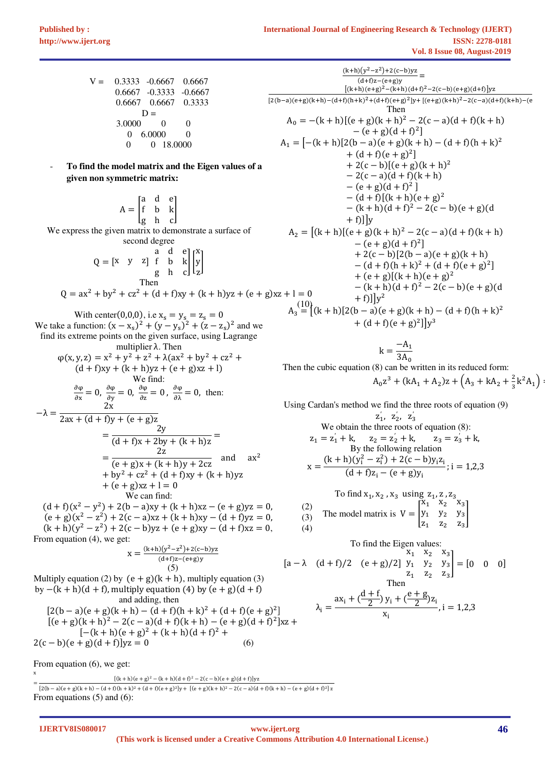$$V = \begin{matrix} 0.3333 & -0.6667 & 0.6667 \\ 0.6667 & -0.3333 & -0.6667 \\ 0.6667 & 0.6667 & 0.3333 \end{matrix}$$

$$D = \begin{matrix} 3.0000 & 0 & 0 \\ 0 & 6.0000 & 0 \\ 0 & 0 & 18.0000 \end{matrix}$$

- **To find the model matrix and the Eigen values of a given non symmetric matrix:**

$$A = \begin{bmatrix} a & d & e \\ f & b & k \\ g & h & c \end{bmatrix}$$

We express the given matrix to demonstrate a surface of second degree

$$Q = [x \quad y \quad z] \begin{bmatrix} a & d & e \\ f & b & k \\ g & h & c \end{bmatrix} \begin{bmatrix} x \\ y \\ z \end{bmatrix}$$

Then

$$Q = ax^2 + by^2 + cz^2 + (d+f)xy + (k+h)yz + (e+g)xz + l = 0$$

With center(0,0,0), i.e $x_s = y_s = z_s = 0$

We take a function: $(x - x_s)^2 + (y - y_s)^2 + (z - z_s)^2$ and we find its extreme points on the given surface, using Lagrange multiplier $\lambda$. Then

$$\varphi(x,y,z) = x^2 + y^2 + z^2 + \lambda(ax^2 + by^2 + cz^2 + (d+f)xy + (k+h)yz + (e+g)xz + l)$$

We find:

$$\frac{\partial\varphi}{\partial x} = 0,\ \frac{\partial\varphi}{\partial y} = 0,\ \frac{\partial\varphi}{\partial z} = 0,\ \frac{\partial\varphi}{\partial\lambda} = 0, \text{ then:}$$

$$-\lambda = \frac{2x}{2ax + (d+f)y + (e+g)z} = \frac{2y}{(d+f)x + 2by + (k+h)z} = \frac{2z}{(e+g)x + (k+h)y + 2cz} \quad \text{and} \quad ax^2 + by^2 + cz^2 + (d+f)xy + (k+h)yz + (e+g)xz + l = 0$$

We can find:

$$(d+f)(x^2 - y^2) + 2(b-a)xy + (k+h)xz - (e+g)yz = 0, \quad (2)$$

$$(e+g)(x^2 - z^2) + 2(c-a)xz + (k+h)xy - (d+f)yz = 0, \quad (3)$$

$$(k+h)(y^2 - z^2) + 2(c-b)yz + (e+g)xy - (d+f)xz = 0, \quad (4)$$

From equation (4), we get:

$$x = \frac{(k+h)(y^2 - z^2) + 2(c-b)yz}{(d+f)z - (e+g)y} \quad (5)$$

Multiply equation (2) by $(e+g)(k+h)$, multiply equation (3) by $-(k+h)(d+f)$, multiply equation (4) by $(e+g)(d+f)$ and adding, then

$$[2(b-a)(e+g)(k+h) - (d+f)(h+k)^2 + (d+f)(e+g)^2]$$
$$[(e+g)(k+h)^2 - 2(c-a)(d+f)(k+h) - (e+g)(d+f)^2]xz +$$
$$[-(k+h)(e+g)^2 + (k+h)(d+f)^2 +$$
$$2(c-b)(e+g)(d+f)]yz = 0 \quad (6)$$

From equation (6), we get:

$$x = \frac{[(k+h)(e+g)^2 - (k+h)(d+f)^2 - 2(c-b)(e+g)(d+f)]yz}{[2(b-a)(e+g)(k+h) - (d+f)(h+k)^2 + (d+f)(e+g)^2]y + [(e+g)(k+h)^2 - 2(c-a)(d+f)(k+h) - (e+g)(d+f)^2]z}$$

From equations (5) and (6):

$$\frac{(k+h)(y^2 - z^2) + 2(c-b)yz}{(d+f)z - (e+g)y} = \frac{[(k+h)(e+g)^2 - (k+h)(d+f)^2 - 2(c-b)(e+g)(d+f)]yz}{[2(b-a)(e+g)(k+h) - (d+f)(h+k)^2 + (d+f)(e+g)^2]y + [(e+g)(k+h)^2 - 2(c-a)(d+f)(k+h) - (e}$$

Then

$$A_0 = -(k+h)[(e+g)(k+h)^2 - 2(c-a)(d+f)(k+h) - (e+g)(d+f)^2]$$

$$A_1 = [-(k+h)[2(b-a)(e+g)(k+h) - (d+f)(h+k)^2 + (d+f)(e+g)^2] + 2(c-b)[(e+g)(k+h)^2 - 2(c-a)(d+f)(k+h) - (e+g)(d+f)^2] - (d+f)[(k+h)(e+g)^2 - (k+h)(d+f)^2 - 2(c-b)(e+g)(d+f)]]y$$

$$A_2 = [(k+h)[(e+g)(k+h)^2 - 2(c-a)(d+f)(k+h) - (e+g)(d+f)^2] + 2(c-b)[2(b-a)(e+g)(k+h) - (d+f)(h+k)^2 + (d+f)(e+g)^2] + (e+g)[(k+h)(e+g)^2 - (k+h)(d+f)^2 - 2(c-b)(e+g)(d+f)]]y^2$$

$$A_3 = [(k+h)[2(b-a)(e+g)(k+h) - (d+f)(h+k)^2 + (d+f)(e+g)^2]]y^3 \quad (10)$$

$$k = \frac{-A_1}{3A_0}$$

Then the cubic equation (8) can be written in its reduced form:

$$A_0 z^3 + (kA_1 + A_2)z + \left(A_3 + kA_2 + \frac{2}{3}k^2 A_1\right) =$$

Using Cardan's method we find the three roots of equation (9)

$$z_1', \ z_2', \ z_3'$$

We obtain the three roots of equation (8):

$$z_1 = z_1' + k, \quad z_2 = z_2' + k, \quad z_3 = z_3' + k,$$

By the following relation

$$x = \frac{(k+h)(y_i^2 - z_i^2) + 2(c-b)y_i z_i}{(d+f)z_i - (e+g)y_i}; i = 1,2,3$$

To find $x_1, x_2, x_3$ using $z_1, z, z_3$

The model matrix is $V = \begin{bmatrix} x_1 & x_2 & x_3 \\ y_1 & y_2 & y_3 \\ z_1 & z_2 & z_3 \end{bmatrix}$

To find the Eigen values:

$$[a - \lambda \quad (d+f)/2 \quad (e+g)/2] \begin{bmatrix} x_1 & x_2 & x_3 \\ y_1 & y_2 & y_3 \\ z_1 & z_2 & z_3 \end{bmatrix} = [0 \quad 0 \quad 0]$$

Then

$$\lambda_i = \frac{ax_i + \left(\frac{d+f}{2}\right)y_i + \left(\frac{e+g}{2}\right)z_i}{x_i}, i = 1,2,3$$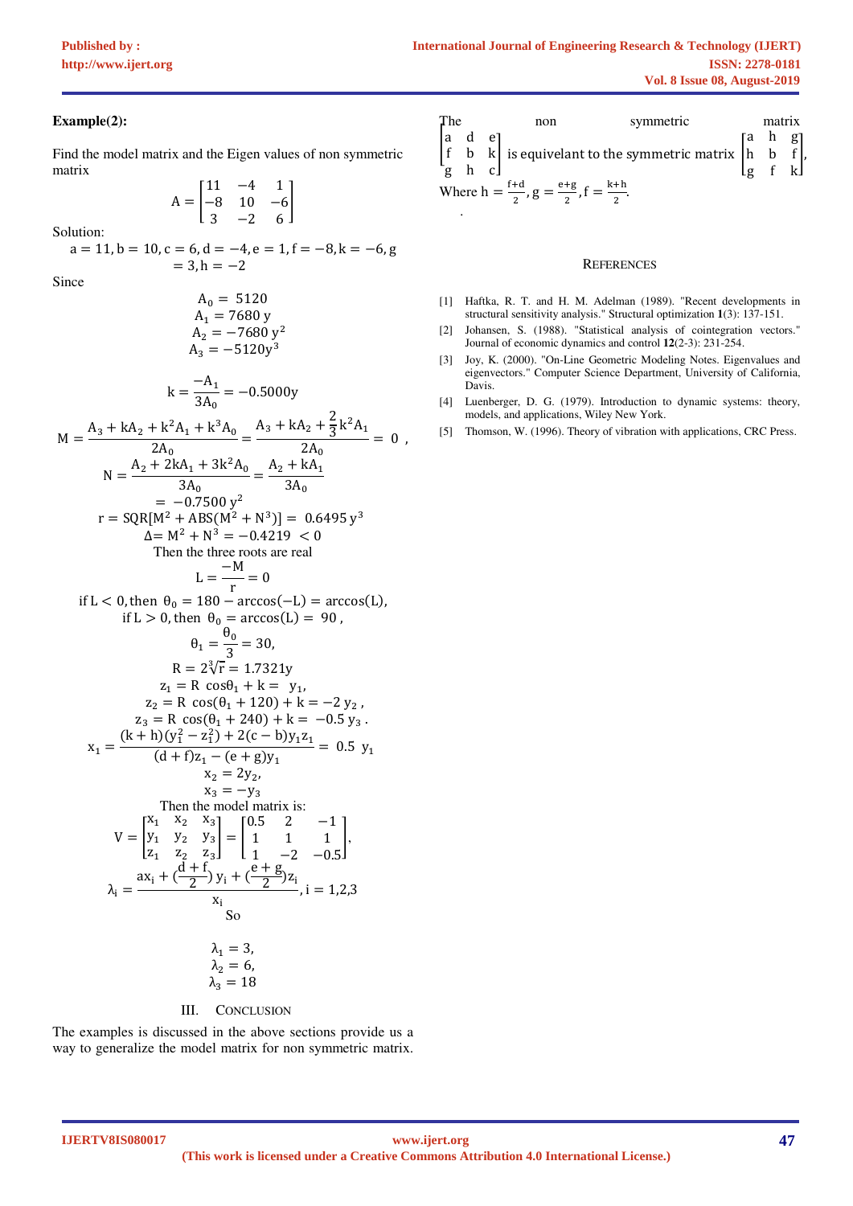**Example(2):**

Find the model matrix and the Eigen values of non symmetric matrix

$$A = \begin{bmatrix} 11 & -4 & 1 \\ -8 & 10 & -6 \\ 3 & -2 & 6 \end{bmatrix}$$

Solution:

$$a = 11, b = 10, c = 6, d = -4, e = 1, f = -8, k = -6, g = 3, h = -2$$

Since

$$A_0 = 5120$$
$$A_1 = 7680\,y$$
$$A_2 = -7680\,y^2$$
$$A_3 = -5120y^3$$

$$k = \frac{-A_1}{3A_0} = -0.5000y$$

$$M = \frac{A_3 + kA_2 + k^2A_1 + k^3A_0}{2A_0} = \frac{A_3 + kA_2 + \frac{2}{3}k^2A_1}{2A_0} = 0\ ,$$

$$N = \frac{A_2 + 2kA_1 + 3k^2A_0}{3A_0} = \frac{A_2 + kA_1}{3A_0}$$
$$= -0.7500\,y^2$$

$$r = SQR[M^2 + ABS(M^2 + N^3)] = 0.6495\,y^3$$

$$\Delta = M^2 + N^3 = -0.4219 < 0$$

Then the three roots are real

$$L = \frac{-M}{r} = 0$$

$$\text{if } L < 0, \text{then } \theta_0 = 180 - \arccos(-L) = \arccos(L),$$
$$\text{if } L > 0, \text{then } \theta_0 = \arccos(L) = 90\,,$$

$$\theta_1 = \frac{\theta_0}{3} = 30,$$

$$R = 2\sqrt[3]{r} = 1.7321y$$

$$z_1 = R\,\cos\theta_1 + k = y_1,$$
$$z_2 = R\,\cos(\theta_1 + 120) + k = -2\,y_2\,,$$
$$z_3 = R\,\cos(\theta_1 + 240) + k = -0.5\,y_3\,.$$

$$x_1 = \frac{(k + h)(y_1^2 - z_1^2) + 2(c - b)y_1z_1}{(d + f)z_1 - (e + g)y_1} = 0.5\ y_1$$

$$x_2 = 2y_2,$$
$$x_3 = -y_3$$

Then the model matrix is:

$$V = \begin{bmatrix} x_1 & x_2 & x_3 \\ y_1 & y_2 & y_3 \\ z_1 & z_2 & z_3 \end{bmatrix} = \begin{bmatrix} 0.5 & 2 & -1 \\ 1 & 1 & 1 \\ 1 & -2 & -0.5 \end{bmatrix},$$

$$\lambda_i = \frac{ax_i + (\frac{d+f}{2})\,y_i + (\frac{e+g}{2})z_i}{x_i}, i = 1,2,3$$

So

$$\lambda_1 = 3,$$
$$\lambda_2 = 6,$$
$$\lambda_3 = 18$$

## III. Conclusion

The examples is discussed in the above sections provide us a way to generalize the model matrix for non symmetric matrix.

The non symmetric matrix $\begin{bmatrix} a & d & e \\ f & b & k \\ g & h & c \end{bmatrix}$ is equivelant to the symmetric matrix $\begin{bmatrix} a & h & g \\ h & b & f \\ g & f & k \end{bmatrix}$,

Where $h = \frac{f+d}{2}, g = \frac{e+g}{2}, f = \frac{k+h}{2}$.

## References

[1] Haftka, R. T. and H. M. Adelman (1989). "Recent developments in structural sensitivity analysis." Structural optimization **1**(3): 137-151.

[2] Johansen, S. (1988). "Statistical analysis of cointegration vectors." Journal of economic dynamics and control **12**(2-3): 231-254.

[3] Joy, K. (2000). "On-Line Geometric Modeling Notes. Eigenvalues and eigenvectors." Computer Science Department, University of California, Davis.

[4] Luenberger, D. G. (1979). Introduction to dynamic systems: theory, models, and applications, Wiley New York.

[5] Thomson, W. (1996). Theory of vibration with applications, CRC Press.